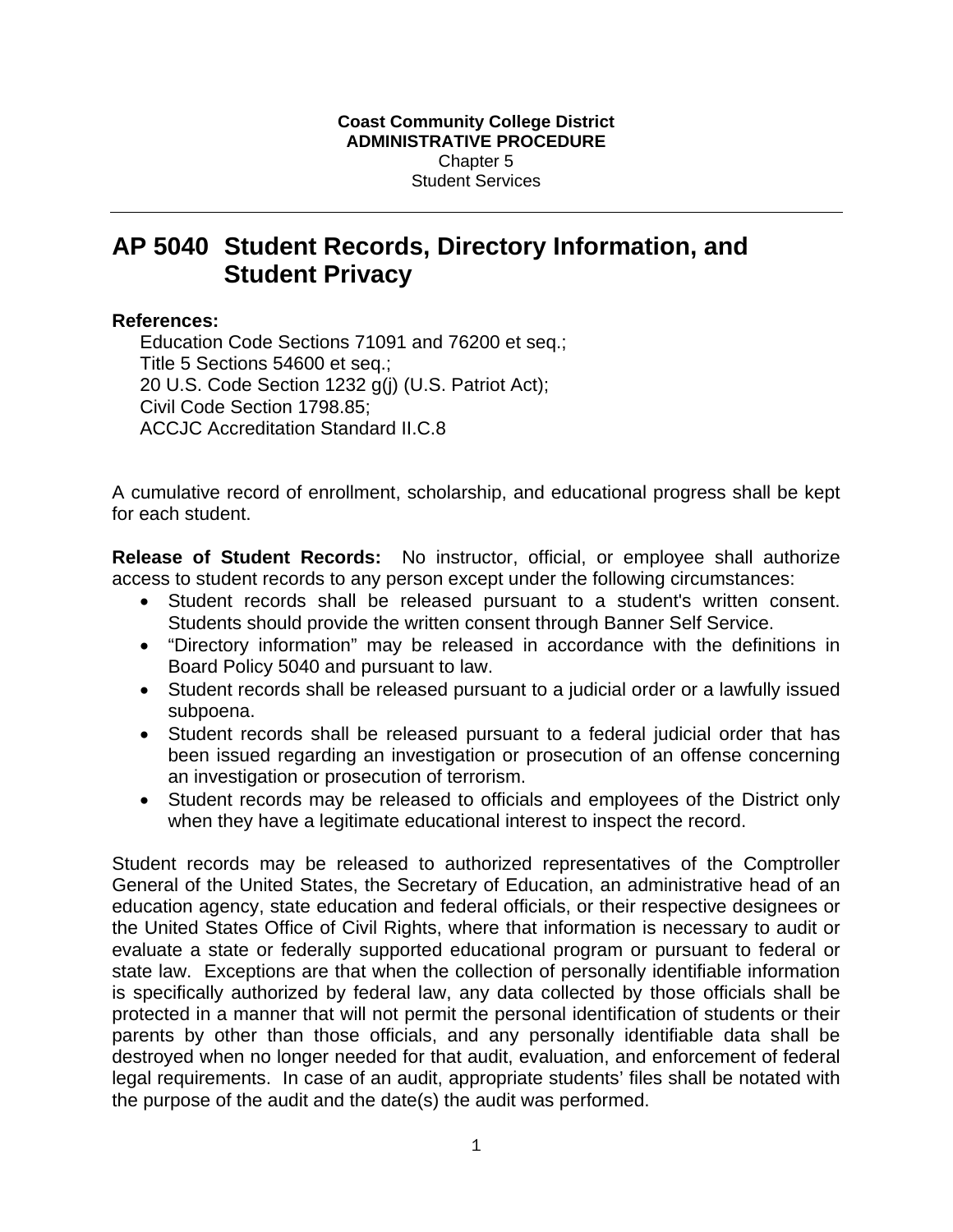**Coast Community College District**
**ADMINISTRATIVE PROCEDURE**
Chapter 5
Student Services

# AP 5040 Student Records, Directory Information, and Student Privacy

**References:**

Education Code Sections 71091 and 76200 et seq.;
Title 5 Sections 54600 et seq.;
20 U.S. Code Section 1232 g(j) (U.S. Patriot Act);
Civil Code Section 1798.85;
ACCJC Accreditation Standard II.C.8

A cumulative record of enrollment, scholarship, and educational progress shall be kept for each student.

**Release of Student Records:** No instructor, official, or employee shall authorize access to student records to any person except under the following circumstances:

- Student records shall be released pursuant to a student's written consent. Students should provide the written consent through Banner Self Service.
- "Directory information" may be released in accordance with the definitions in Board Policy 5040 and pursuant to law.
- Student records shall be released pursuant to a judicial order or a lawfully issued subpoena.
- Student records shall be released pursuant to a federal judicial order that has been issued regarding an investigation or prosecution of an offense concerning an investigation or prosecution of terrorism.
- Student records may be released to officials and employees of the District only when they have a legitimate educational interest to inspect the record.

Student records may be released to authorized representatives of the Comptroller General of the United States, the Secretary of Education, an administrative head of an education agency, state education and federal officials, or their respective designees or the United States Office of Civil Rights, where that information is necessary to audit or evaluate a state or federally supported educational program or pursuant to federal or state law. Exceptions are that when the collection of personally identifiable information is specifically authorized by federal law, any data collected by those officials shall be protected in a manner that will not permit the personal identification of students or their parents by other than those officials, and any personally identifiable data shall be destroyed when no longer needed for that audit, evaluation, and enforcement of federal legal requirements. In case of an audit, appropriate students' files shall be notated with the purpose of the audit and the date(s) the audit was performed.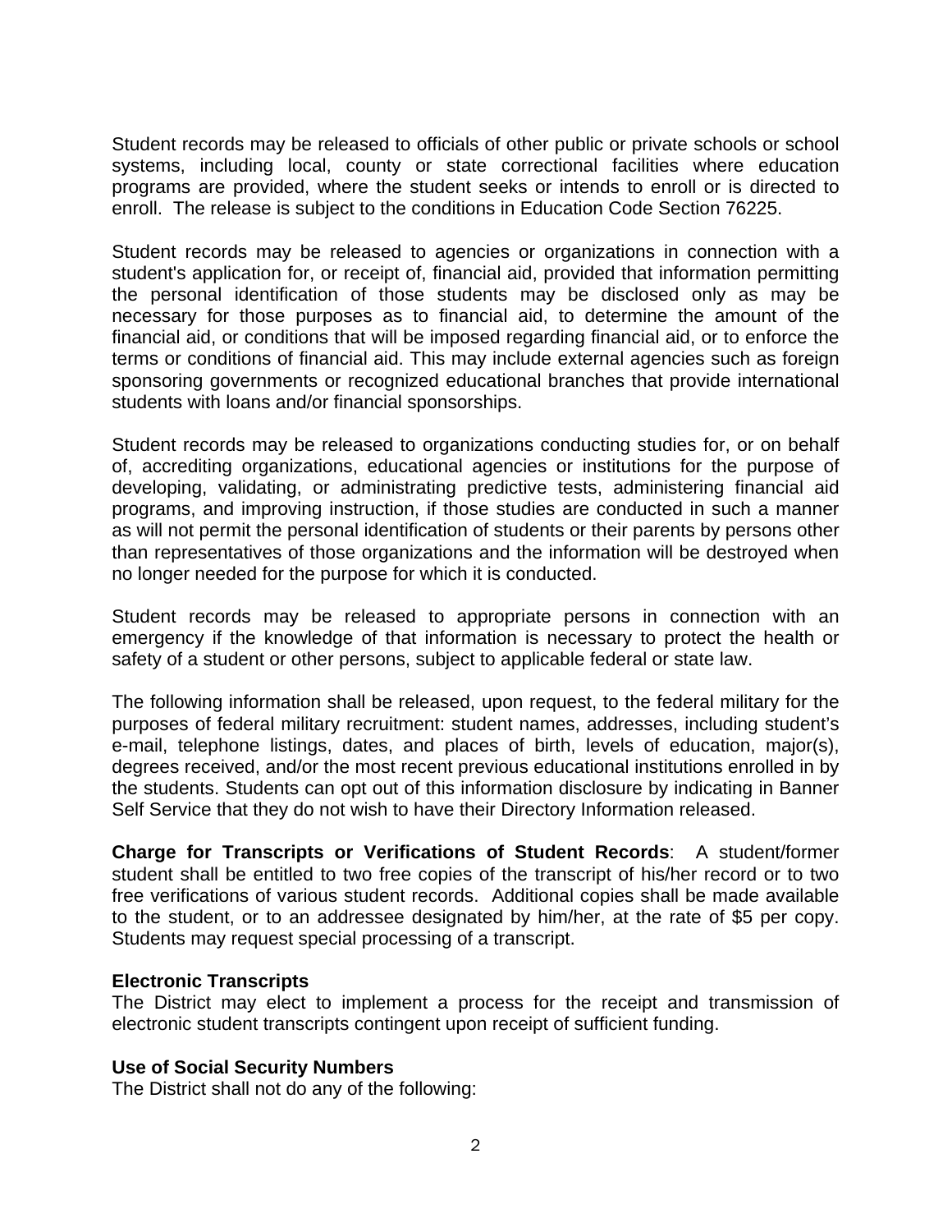Student records may be released to officials of other public or private schools or school systems, including local, county or state correctional facilities where education programs are provided, where the student seeks or intends to enroll or is directed to enroll. The release is subject to the conditions in Education Code Section 76225.

Student records may be released to agencies or organizations in connection with a student's application for, or receipt of, financial aid, provided that information permitting the personal identification of those students may be disclosed only as may be necessary for those purposes as to financial aid, to determine the amount of the financial aid, or conditions that will be imposed regarding financial aid, or to enforce the terms or conditions of financial aid. This may include external agencies such as foreign sponsoring governments or recognized educational branches that provide international students with loans and/or financial sponsorships.

Student records may be released to organizations conducting studies for, or on behalf of, accrediting organizations, educational agencies or institutions for the purpose of developing, validating, or administrating predictive tests, administering financial aid programs, and improving instruction, if those studies are conducted in such a manner as will not permit the personal identification of students or their parents by persons other than representatives of those organizations and the information will be destroyed when no longer needed for the purpose for which it is conducted.

Student records may be released to appropriate persons in connection with an emergency if the knowledge of that information is necessary to protect the health or safety of a student or other persons, subject to applicable federal or state law.

The following information shall be released, upon request, to the federal military for the purposes of federal military recruitment: student names, addresses, including student's e-mail, telephone listings, dates, and places of birth, levels of education, major(s), degrees received, and/or the most recent previous educational institutions enrolled in by the students. Students can opt out of this information disclosure by indicating in Banner Self Service that they do not wish to have their Directory Information released.

**Charge for Transcripts or Verifications of Student Records**: A student/former student shall be entitled to two free copies of the transcript of his/her record or to two free verifications of various student records. Additional copies shall be made available to the student, or to an addressee designated by him/her, at the rate of $5 per copy. Students may request special processing of a transcript.

**Electronic Transcripts**

The District may elect to implement a process for the receipt and transmission of electronic student transcripts contingent upon receipt of sufficient funding.

**Use of Social Security Numbers**

The District shall not do any of the following: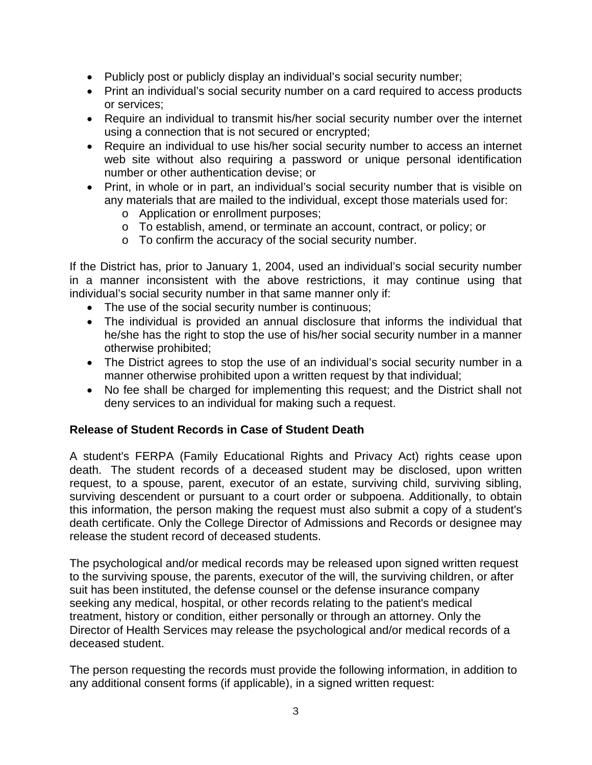- Publicly post or publicly display an individual's social security number;
- Print an individual's social security number on a card required to access products or services;
- Require an individual to transmit his/her social security number over the internet using a connection that is not secured or encrypted;
- Require an individual to use his/her social security number to access an internet web site without also requiring a password or unique personal identification number or other authentication devise; or
- Print, in whole or in part, an individual's social security number that is visible on any materials that are mailed to the individual, except those materials used for:
    - Application or enrollment purposes;
    - To establish, amend, or terminate an account, contract, or policy; or
    - To confirm the accuracy of the social security number.

If the District has, prior to January 1, 2004, used an individual's social security number in a manner inconsistent with the above restrictions, it may continue using that individual's social security number in that same manner only if:

- The use of the social security number is continuous;
- The individual is provided an annual disclosure that informs the individual that he/she has the right to stop the use of his/her social security number in a manner otherwise prohibited;
- The District agrees to stop the use of an individual's social security number in a manner otherwise prohibited upon a written request by that individual;
- No fee shall be charged for implementing this request; and the District shall not deny services to an individual for making such a request.

**Release of Student Records in Case of Student Death**

A student's FERPA (Family Educational Rights and Privacy Act) rights cease upon death. The student records of a deceased student may be disclosed, upon written request, to a spouse, parent, executor of an estate, surviving child, surviving sibling, surviving descendent or pursuant to a court order or subpoena. Additionally, to obtain this information, the person making the request must also submit a copy of a student's death certificate. Only the College Director of Admissions and Records or designee may release the student record of deceased students.

The psychological and/or medical records may be released upon signed written request to the surviving spouse, the parents, executor of the will, the surviving children, or after suit has been instituted, the defense counsel or the defense insurance company seeking any medical, hospital, or other records relating to the patient's medical treatment, history or condition, either personally or through an attorney. Only the Director of Health Services may release the psychological and/or medical records of a deceased student.

The person requesting the records must provide the following information, in addition to any additional consent forms (if applicable), in a signed written request: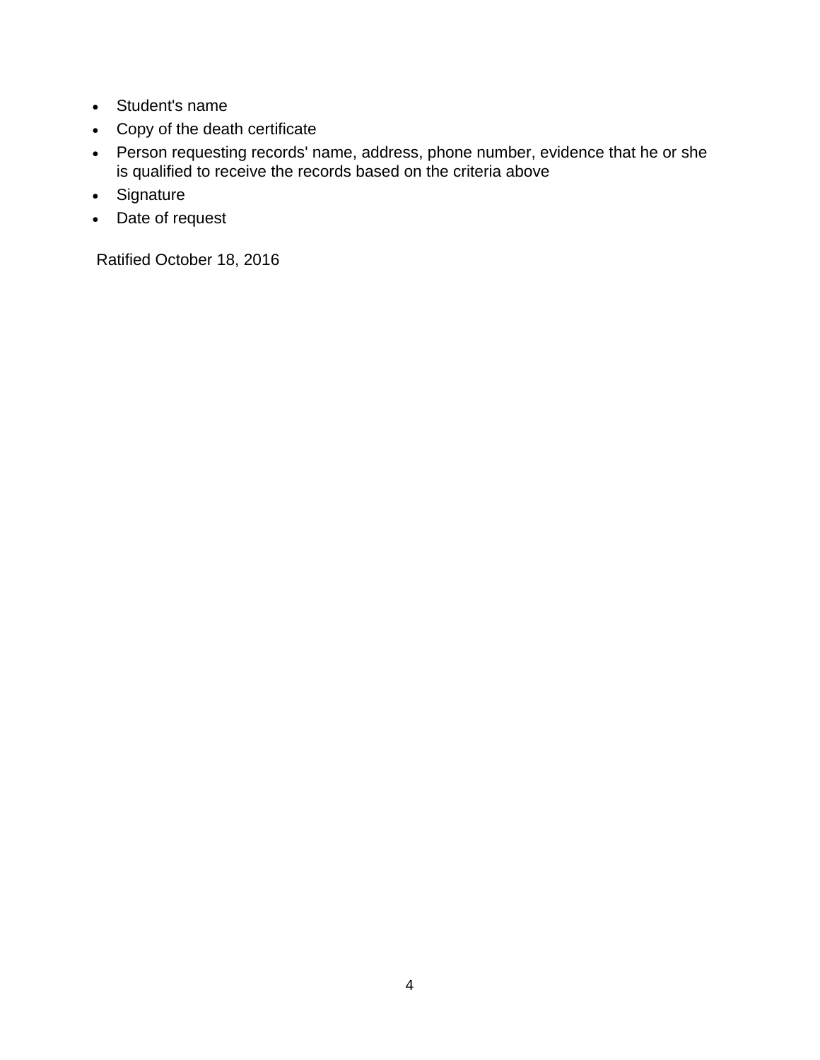- Student's name
- Copy of the death certificate
- Person requesting records' name, address, phone number, evidence that he or she is qualified to receive the records based on the criteria above
- Signature
- Date of request

Ratified October 18, 2016